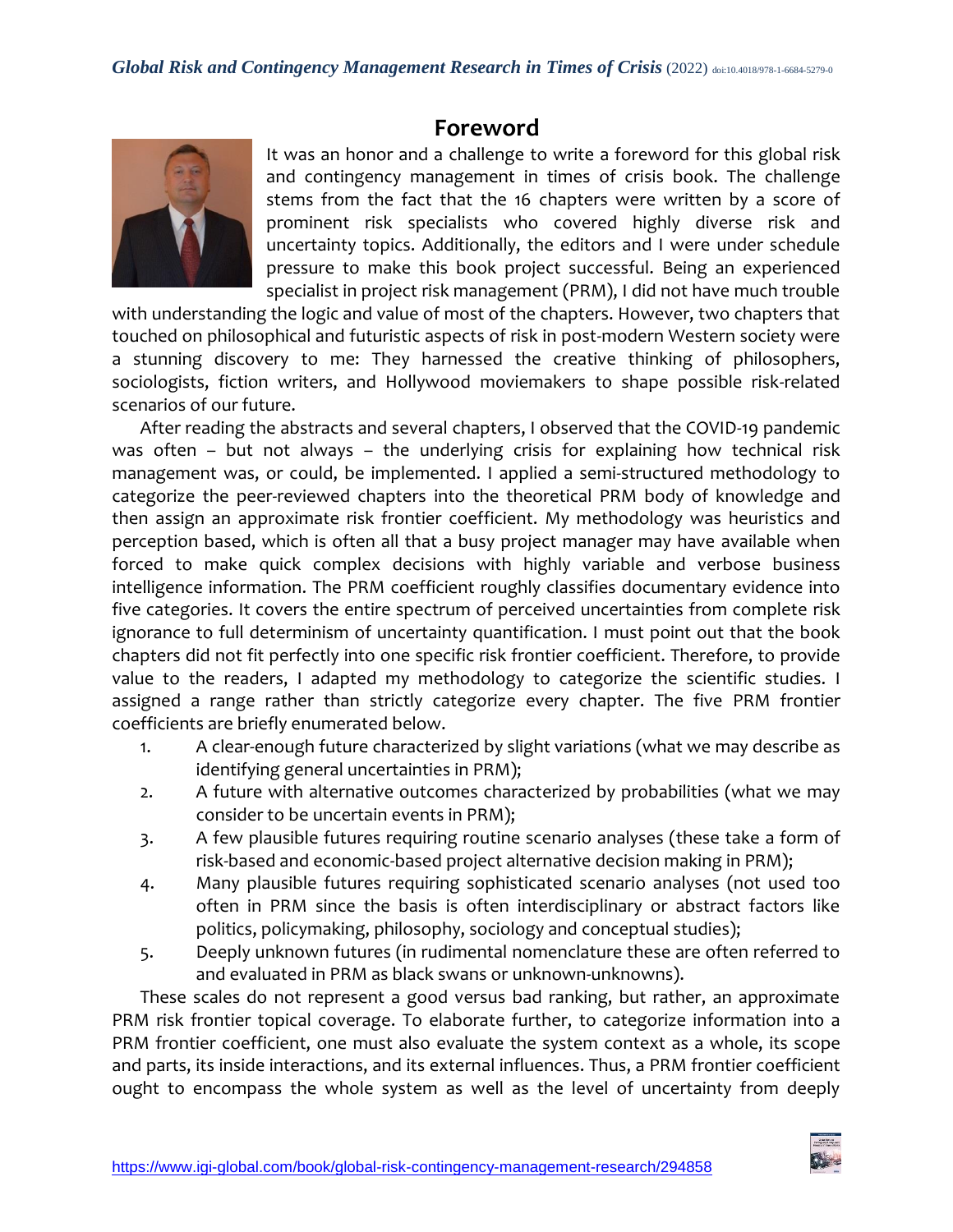# Foreword

It was an honor and a challenge to write a foreword for this global risk and contingency management in times of crisis book. The challenge stems from the fact that the 16 chapters were written by a score of prominent risk specialists who covered highly diverse risk and uncertainty topics. Additionally, the editors and I were under schedule pressure to make this book project successful. Being an experienced specialist in project risk management (PRM), I did not have much trouble with understanding the logic and value of most of the chapters. However, two chapters that touched on philosophical and futuristic aspects of risk in post-modern Western society were a stunning discovery to me: They harnessed the creative thinking of philosophers, sociologists, fiction writers, and Hollywood moviemakers to shape possible risk-related scenarios of our future.

After reading the abstracts and several chapters, I observed that the COVID-19 pandemic was often – but not always – the underlying crisis for explaining how technical risk management was, or could, be implemented. I applied a semi-structured methodology to categorize the peer-reviewed chapters into the theoretical PRM body of knowledge and then assign an approximate risk frontier coefficient. My methodology was heuristics and perception based, which is often all that a busy project manager may have available when forced to make quick complex decisions with highly variable and verbose business intelligence information. The PRM coefficient roughly classifies documentary evidence into five categories. It covers the entire spectrum of perceived uncertainties from complete risk ignorance to full determinism of uncertainty quantification. I must point out that the book chapters did not fit perfectly into one specific risk frontier coefficient. Therefore, to provide value to the readers, I adapted my methodology to categorize the scientific studies. I assigned a range rather than strictly categorize every chapter. The five PRM frontier coefficients are briefly enumerated below.

1. A clear-enough future characterized by slight variations (what we may describe as identifying general uncertainties in PRM);
2. A future with alternative outcomes characterized by probabilities (what we may consider to be uncertain events in PRM);
3. A few plausible futures requiring routine scenario analyses (these take a form of risk-based and economic-based project alternative decision making in PRM);
4. Many plausible futures requiring sophisticated scenario analyses (not used too often in PRM since the basis is often interdisciplinary or abstract factors like politics, policymaking, philosophy, sociology and conceptual studies);
5. Deeply unknown futures (in rudimental nomenclature these are often referred to and evaluated in PRM as black swans or unknown-unknowns).

These scales do not represent a good versus bad ranking, but rather, an approximate PRM risk frontier topical coverage. To elaborate further, to categorize information into a PRM frontier coefficient, one must also evaluate the system context as a whole, its scope and parts, its inside interactions, and its external influences. Thus, a PRM frontier coefficient ought to encompass the whole system as well as the level of uncertainty from deeply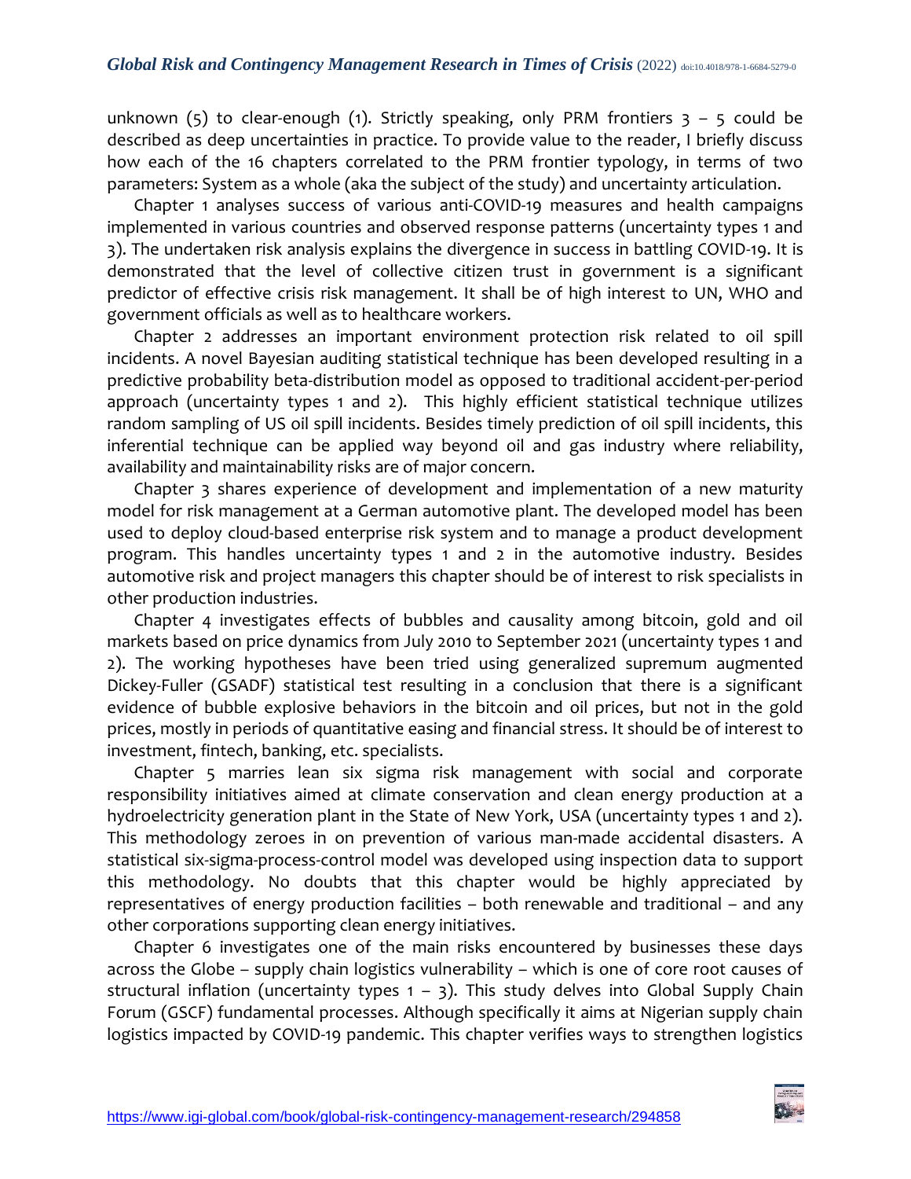unknown (5) to clear-enough (1). Strictly speaking, only PRM frontiers 3 – 5 could be described as deep uncertainties in practice. To provide value to the reader, I briefly discuss how each of the 16 chapters correlated to the PRM frontier typology, in terms of two parameters: System as a whole (aka the subject of the study) and uncertainty articulation.

Chapter 1 analyses success of various anti-COVID-19 measures and health campaigns implemented in various countries and observed response patterns (uncertainty types 1 and 3). The undertaken risk analysis explains the divergence in success in battling COVID-19. It is demonstrated that the level of collective citizen trust in government is a significant predictor of effective crisis risk management. It shall be of high interest to UN, WHO and government officials as well as to healthcare workers.

Chapter 2 addresses an important environment protection risk related to oil spill incidents. A novel Bayesian auditing statistical technique has been developed resulting in a predictive probability beta-distribution model as opposed to traditional accident-per-period approach (uncertainty types 1 and 2). This highly efficient statistical technique utilizes random sampling of US oil spill incidents. Besides timely prediction of oil spill incidents, this inferential technique can be applied way beyond oil and gas industry where reliability, availability and maintainability risks are of major concern.

Chapter 3 shares experience of development and implementation of a new maturity model for risk management at a German automotive plant. The developed model has been used to deploy cloud-based enterprise risk system and to manage a product development program. This handles uncertainty types 1 and 2 in the automotive industry. Besides automotive risk and project managers this chapter should be of interest to risk specialists in other production industries.

Chapter 4 investigates effects of bubbles and causality among bitcoin, gold and oil markets based on price dynamics from July 2010 to September 2021 (uncertainty types 1 and 2). The working hypotheses have been tried using generalized supremum augmented Dickey-Fuller (GSADF) statistical test resulting in a conclusion that there is a significant evidence of bubble explosive behaviors in the bitcoin and oil prices, but not in the gold prices, mostly in periods of quantitative easing and financial stress. It should be of interest to investment, fintech, banking, etc. specialists.

Chapter 5 marries lean six sigma risk management with social and corporate responsibility initiatives aimed at climate conservation and clean energy production at a hydroelectricity generation plant in the State of New York, USA (uncertainty types 1 and 2). This methodology zeroes in on prevention of various man-made accidental disasters. A statistical six-sigma-process-control model was developed using inspection data to support this methodology. No doubts that this chapter would be highly appreciated by representatives of energy production facilities – both renewable and traditional – and any other corporations supporting clean energy initiatives.

Chapter 6 investigates one of the main risks encountered by businesses these days across the Globe – supply chain logistics vulnerability – which is one of core root causes of structural inflation (uncertainty types 1 – 3). This study delves into Global Supply Chain Forum (GSCF) fundamental processes. Although specifically it aims at Nigerian supply chain logistics impacted by COVID-19 pandemic. This chapter verifies ways to strengthen logistics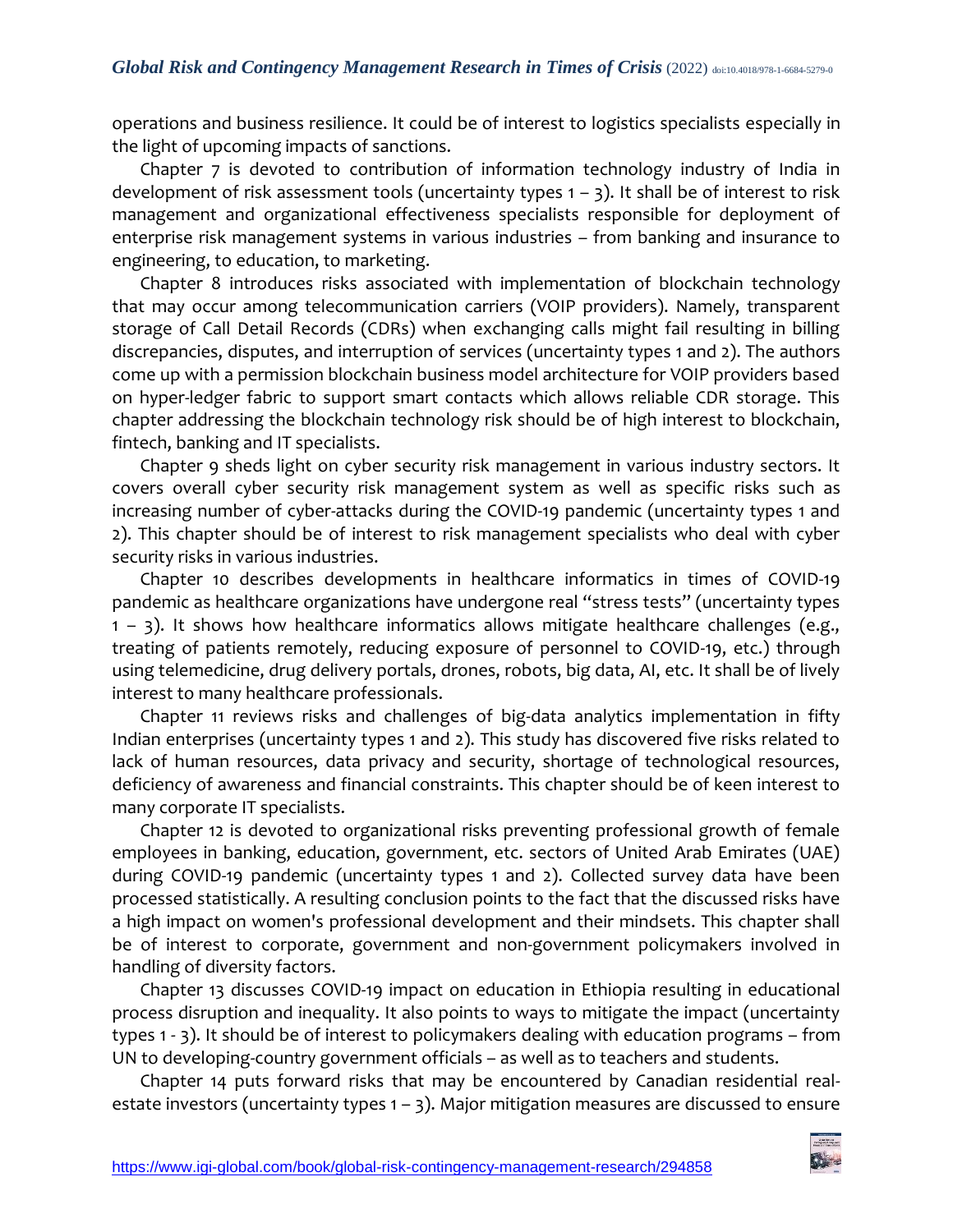operations and business resilience. It could be of interest to logistics specialists especially in the light of upcoming impacts of sanctions.

Chapter 7 is devoted to contribution of information technology industry of India in development of risk assessment tools (uncertainty types 1 – 3). It shall be of interest to risk management and organizational effectiveness specialists responsible for deployment of enterprise risk management systems in various industries – from banking and insurance to engineering, to education, to marketing.

Chapter 8 introduces risks associated with implementation of blockchain technology that may occur among telecommunication carriers (VOIP providers). Namely, transparent storage of Call Detail Records (CDRs) when exchanging calls might fail resulting in billing discrepancies, disputes, and interruption of services (uncertainty types 1 and 2). The authors come up with a permission blockchain business model architecture for VOIP providers based on hyper-ledger fabric to support smart contacts which allows reliable CDR storage. This chapter addressing the blockchain technology risk should be of high interest to blockchain, fintech, banking and IT specialists.

Chapter 9 sheds light on cyber security risk management in various industry sectors. It covers overall cyber security risk management system as well as specific risks such as increasing number of cyber-attacks during the COVID-19 pandemic (uncertainty types 1 and 2). This chapter should be of interest to risk management specialists who deal with cyber security risks in various industries.

Chapter 10 describes developments in healthcare informatics in times of COVID-19 pandemic as healthcare organizations have undergone real "stress tests" (uncertainty types 1 – 3). It shows how healthcare informatics allows mitigate healthcare challenges (e.g., treating of patients remotely, reducing exposure of personnel to COVID-19, etc.) through using telemedicine, drug delivery portals, drones, robots, big data, AI, etc. It shall be of lively interest to many healthcare professionals.

Chapter 11 reviews risks and challenges of big-data analytics implementation in fifty Indian enterprises (uncertainty types 1 and 2). This study has discovered five risks related to lack of human resources, data privacy and security, shortage of technological resources, deficiency of awareness and financial constraints. This chapter should be of keen interest to many corporate IT specialists.

Chapter 12 is devoted to organizational risks preventing professional growth of female employees in banking, education, government, etc. sectors of United Arab Emirates (UAE) during COVID-19 pandemic (uncertainty types 1 and 2). Collected survey data have been processed statistically. A resulting conclusion points to the fact that the discussed risks have a high impact on women's professional development and their mindsets. This chapter shall be of interest to corporate, government and non-government policymakers involved in handling of diversity factors.

Chapter 13 discusses COVID-19 impact on education in Ethiopia resulting in educational process disruption and inequality. It also points to ways to mitigate the impact (uncertainty types 1 - 3). It should be of interest to policymakers dealing with education programs – from UN to developing-country government officials – as well as to teachers and students.

Chapter 14 puts forward risks that may be encountered by Canadian residential real-estate investors (uncertainty types 1 – 3). Major mitigation measures are discussed to ensure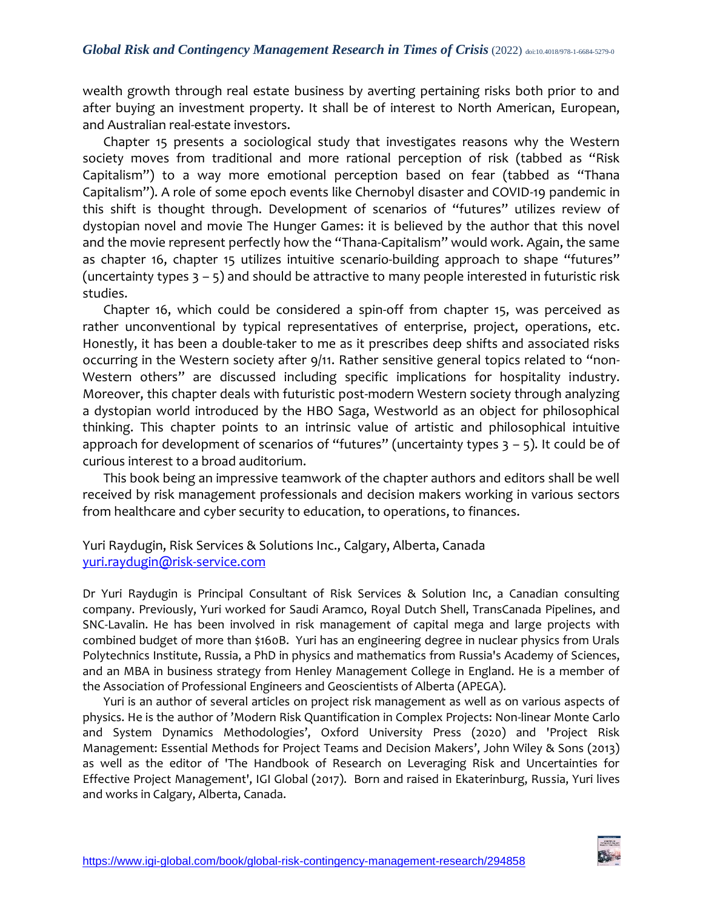wealth growth through real estate business by averting pertaining risks both prior to and after buying an investment property. It shall be of interest to North American, European, and Australian real-estate investors.

Chapter 15 presents a sociological study that investigates reasons why the Western society moves from traditional and more rational perception of risk (tabbed as "Risk Capitalism") to a way more emotional perception based on fear (tabbed as "Thana Capitalism"). A role of some epoch events like Chernobyl disaster and COVID-19 pandemic in this shift is thought through. Development of scenarios of "futures" utilizes review of dystopian novel and movie The Hunger Games: it is believed by the author that this novel and the movie represent perfectly how the "Thana-Capitalism" would work. Again, the same as chapter 16, chapter 15 utilizes intuitive scenario-building approach to shape "futures" (uncertainty types 3 – 5) and should be attractive to many people interested in futuristic risk studies.

Chapter 16, which could be considered a spin-off from chapter 15, was perceived as rather unconventional by typical representatives of enterprise, project, operations, etc. Honestly, it has been a double-taker to me as it prescribes deep shifts and associated risks occurring in the Western society after 9/11. Rather sensitive general topics related to "non-Western others" are discussed including specific implications for hospitality industry. Moreover, this chapter deals with futuristic post-modern Western society through analyzing a dystopian world introduced by the HBO Saga, Westworld as an object for philosophical thinking. This chapter points to an intrinsic value of artistic and philosophical intuitive approach for development of scenarios of "futures" (uncertainty types 3 – 5). It could be of curious interest to a broad auditorium.

This book being an impressive teamwork of the chapter authors and editors shall be well received by risk management professionals and decision makers working in various sectors from healthcare and cyber security to education, to operations, to finances.

Yuri Raydugin, Risk Services & Solutions Inc., Calgary, Alberta, Canada
yuri.raydugin@risk-service.com

Dr Yuri Raydugin is Principal Consultant of Risk Services & Solution Inc, a Canadian consulting company. Previously, Yuri worked for Saudi Aramco, Royal Dutch Shell, TransCanada Pipelines, and SNC-Lavalin. He has been involved in risk management of capital mega and large projects with combined budget of more than $160B. Yuri has an engineering degree in nuclear physics from Urals Polytechnics Institute, Russia, a PhD in physics and mathematics from Russia's Academy of Sciences, and an MBA in business strategy from Henley Management College in England. He is a member of the Association of Professional Engineers and Geoscientists of Alberta (APEGA).

Yuri is an author of several articles on project risk management as well as on various aspects of physics. He is the author of 'Modern Risk Quantification in Complex Projects: Non-linear Monte Carlo and System Dynamics Methodologies', Oxford University Press (2020) and 'Project Risk Management: Essential Methods for Project Teams and Decision Makers', John Wiley & Sons (2013) as well as the editor of 'The Handbook of Research on Leveraging Risk and Uncertainties for Effective Project Management', IGI Global (2017). Born and raised in Ekaterinburg, Russia, Yuri lives and works in Calgary, Alberta, Canada.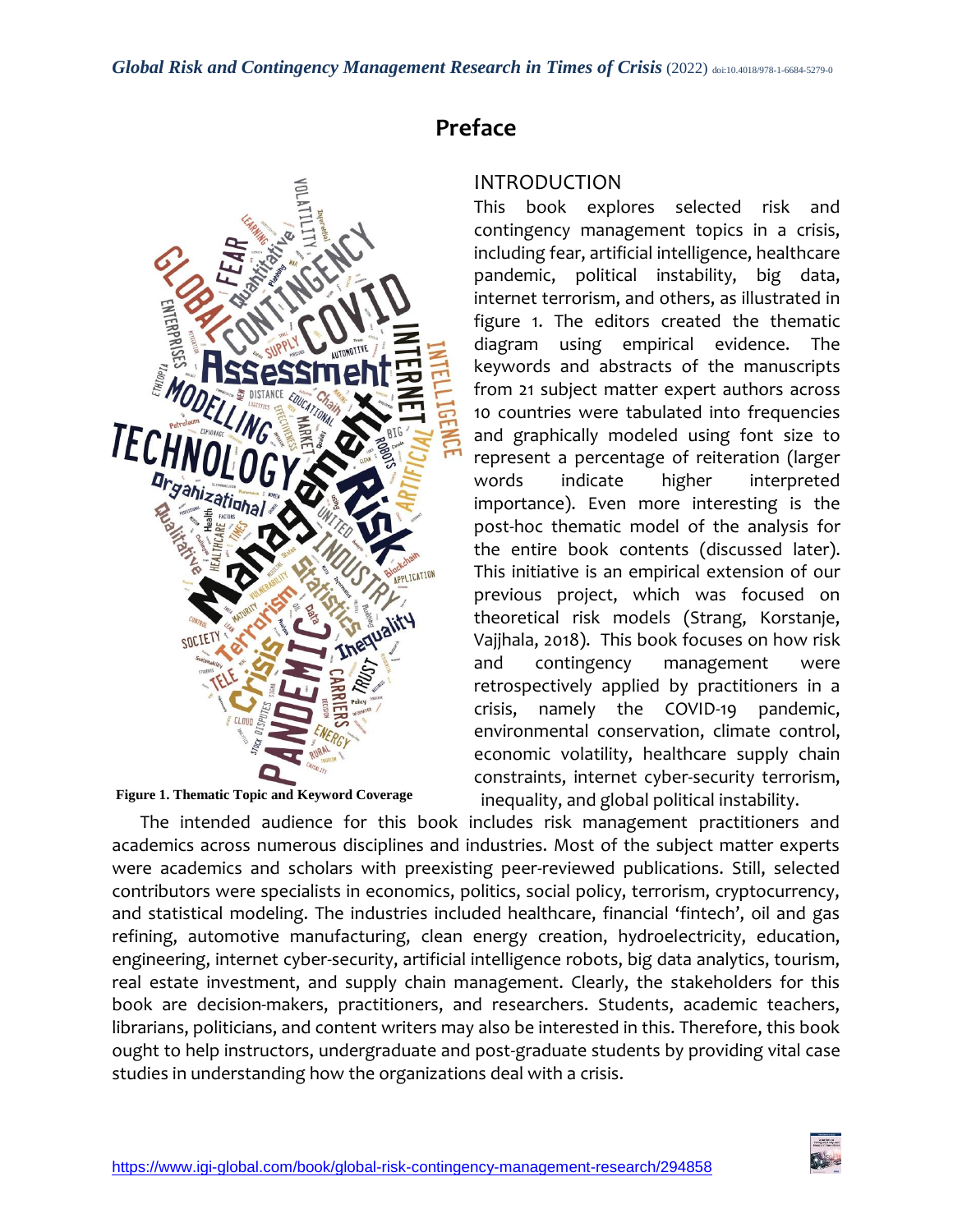# Preface

## INTRODUCTION

This book explores selected risk and contingency management topics in a crisis, including fear, artificial intelligence, healthcare pandemic, political instability, big data, internet terrorism, and others, as illustrated in figure 1. The editors created the thematic diagram using empirical evidence. The keywords and abstracts of the manuscripts from 21 subject matter expert authors across 10 countries were tabulated into frequencies and graphically modeled using font size to represent a percentage of reiteration (larger words indicate higher interpreted importance). Even more interesting is the post-hoc thematic model of the analysis for the entire book contents (discussed later). This initiative is an empirical extension of our previous project, which was focused on theoretical risk models (Strang, Korstanje, Vajjhala, 2018). This book focuses on how risk and contingency management were retrospectively applied by practitioners in a crisis, namely the COVID-19 pandemic, environmental conservation, climate control, economic volatility, healthcare supply chain constraints, internet cyber-security terrorism, inequality, and global political instability.

**Figure 1. Thematic Topic and Keyword Coverage**

The intended audience for this book includes risk management practitioners and academics across numerous disciplines and industries. Most of the subject matter experts were academics and scholars with preexisting peer-reviewed publications. Still, selected contributors were specialists in economics, politics, social policy, terrorism, cryptocurrency, and statistical modeling. The industries included healthcare, financial 'fintech', oil and gas refining, automotive manufacturing, clean energy creation, hydroelectricity, education, engineering, internet cyber-security, artificial intelligence robots, big data analytics, tourism, real estate investment, and supply chain management. Clearly, the stakeholders for this book are decision-makers, practitioners, and researchers. Students, academic teachers, librarians, politicians, and content writers may also be interested in this. Therefore, this book ought to help instructors, undergraduate and post-graduate students by providing vital case studies in understanding how the organizations deal with a crisis.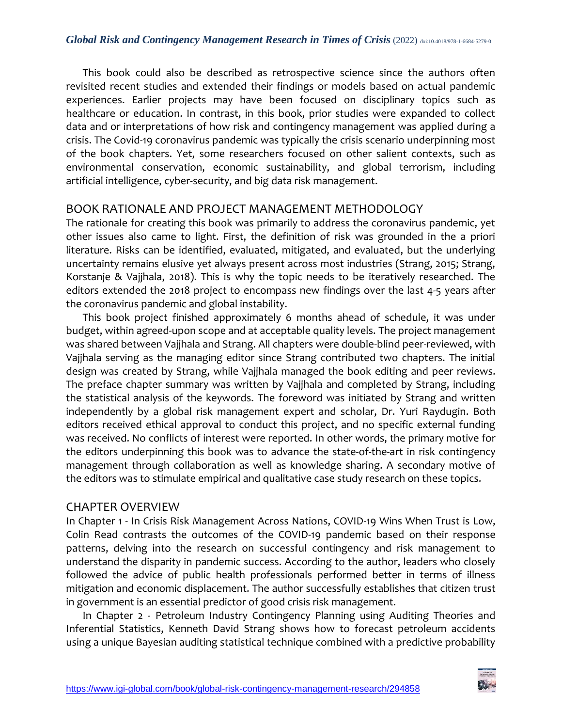This book could also be described as retrospective science since the authors often revisited recent studies and extended their findings or models based on actual pandemic experiences. Earlier projects may have been focused on disciplinary topics such as healthcare or education. In contrast, in this book, prior studies were expanded to collect data and or interpretations of how risk and contingency management was applied during a crisis. The Covid-19 coronavirus pandemic was typically the crisis scenario underpinning most of the book chapters. Yet, some researchers focused on other salient contexts, such as environmental conservation, economic sustainability, and global terrorism, including artificial intelligence, cyber-security, and big data risk management.

## BOOK RATIONALE AND PROJECT MANAGEMENT METHODOLOGY

The rationale for creating this book was primarily to address the coronavirus pandemic, yet other issues also came to light. First, the definition of risk was grounded in the a priori literature. Risks can be identified, evaluated, mitigated, and evaluated, but the underlying uncertainty remains elusive yet always present across most industries (Strang, 2015; Strang, Korstanje & Vajjhala, 2018). This is why the topic needs to be iteratively researched. The editors extended the 2018 project to encompass new findings over the last 4-5 years after the coronavirus pandemic and global instability.

This book project finished approximately 6 months ahead of schedule, it was under budget, within agreed-upon scope and at acceptable quality levels. The project management was shared between Vajjhala and Strang. All chapters were double-blind peer-reviewed, with Vajjhala serving as the managing editor since Strang contributed two chapters. The initial design was created by Strang, while Vajjhala managed the book editing and peer reviews. The preface chapter summary was written by Vajjhala and completed by Strang, including the statistical analysis of the keywords. The foreword was initiated by Strang and written independently by a global risk management expert and scholar, Dr. Yuri Raydugin. Both editors received ethical approval to conduct this project, and no specific external funding was received. No conflicts of interest were reported. In other words, the primary motive for the editors underpinning this book was to advance the state-of-the-art in risk contingency management through collaboration as well as knowledge sharing. A secondary motive of the editors was to stimulate empirical and qualitative case study research on these topics.

## CHAPTER OVERVIEW

In Chapter 1 - In Crisis Risk Management Across Nations, COVID-19 Wins When Trust is Low, Colin Read contrasts the outcomes of the COVID-19 pandemic based on their response patterns, delving into the research on successful contingency and risk management to understand the disparity in pandemic success. According to the author, leaders who closely followed the advice of public health professionals performed better in terms of illness mitigation and economic displacement. The author successfully establishes that citizen trust in government is an essential predictor of good crisis risk management.

In Chapter 2 - Petroleum Industry Contingency Planning using Auditing Theories and Inferential Statistics, Kenneth David Strang shows how to forecast petroleum accidents using a unique Bayesian auditing statistical technique combined with a predictive probability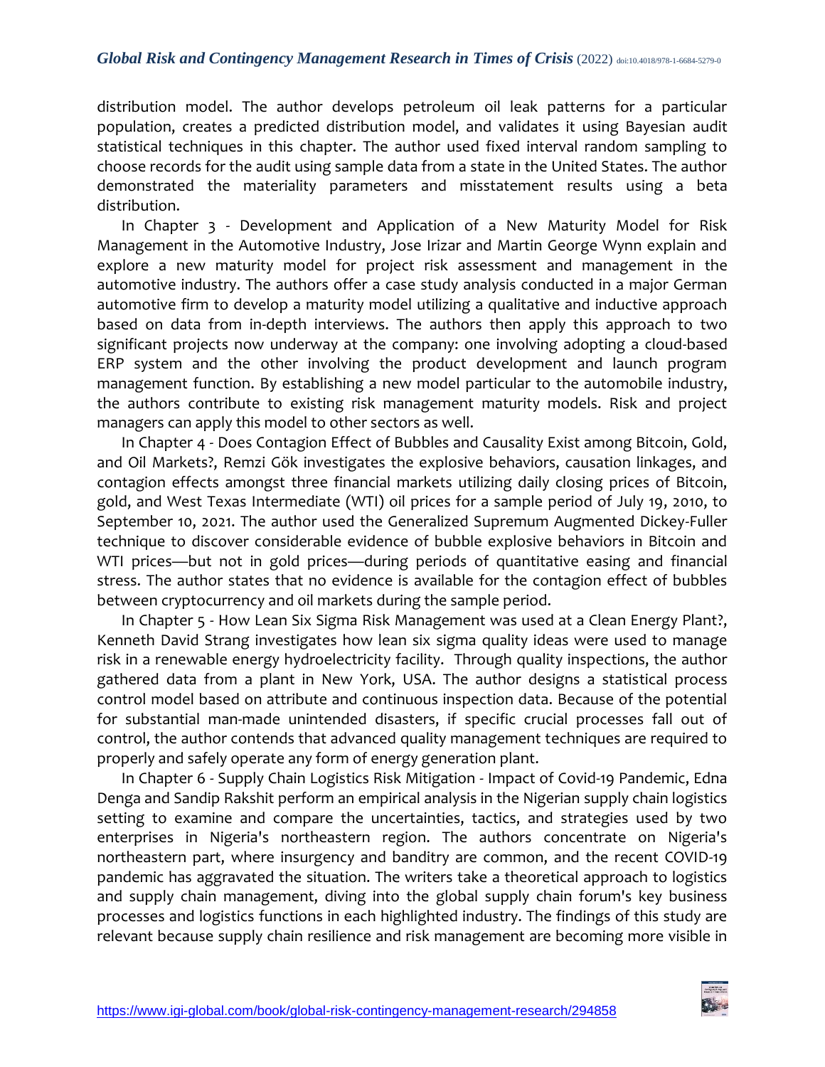distribution model. The author develops petroleum oil leak patterns for a particular population, creates a predicted distribution model, and validates it using Bayesian audit statistical techniques in this chapter. The author used fixed interval random sampling to choose records for the audit using sample data from a state in the United States. The author demonstrated the materiality parameters and misstatement results using a beta distribution.

In Chapter 3 - Development and Application of a New Maturity Model for Risk Management in the Automotive Industry, Jose Irizar and Martin George Wynn explain and explore a new maturity model for project risk assessment and management in the automotive industry. The authors offer a case study analysis conducted in a major German automotive firm to develop a maturity model utilizing a qualitative and inductive approach based on data from in-depth interviews. The authors then apply this approach to two significant projects now underway at the company: one involving adopting a cloud-based ERP system and the other involving the product development and launch program management function. By establishing a new model particular to the automobile industry, the authors contribute to existing risk management maturity models. Risk and project managers can apply this model to other sectors as well.

In Chapter 4 - Does Contagion Effect of Bubbles and Causality Exist among Bitcoin, Gold, and Oil Markets?, Remzi Gök investigates the explosive behaviors, causation linkages, and contagion effects amongst three financial markets utilizing daily closing prices of Bitcoin, gold, and West Texas Intermediate (WTI) oil prices for a sample period of July 19, 2010, to September 10, 2021. The author used the Generalized Supremum Augmented Dickey-Fuller technique to discover considerable evidence of bubble explosive behaviors in Bitcoin and WTI prices—but not in gold prices—during periods of quantitative easing and financial stress. The author states that no evidence is available for the contagion effect of bubbles between cryptocurrency and oil markets during the sample period.

In Chapter 5 - How Lean Six Sigma Risk Management was used at a Clean Energy Plant?, Kenneth David Strang investigates how lean six sigma quality ideas were used to manage risk in a renewable energy hydroelectricity facility. Through quality inspections, the author gathered data from a plant in New York, USA. The author designs a statistical process control model based on attribute and continuous inspection data. Because of the potential for substantial man-made unintended disasters, if specific crucial processes fall out of control, the author contends that advanced quality management techniques are required to properly and safely operate any form of energy generation plant.

In Chapter 6 - Supply Chain Logistics Risk Mitigation - Impact of Covid-19 Pandemic, Edna Denga and Sandip Rakshit perform an empirical analysis in the Nigerian supply chain logistics setting to examine and compare the uncertainties, tactics, and strategies used by two enterprises in Nigeria's northeastern region. The authors concentrate on Nigeria's northeastern part, where insurgency and banditry are common, and the recent COVID-19 pandemic has aggravated the situation. The writers take a theoretical approach to logistics and supply chain management, diving into the global supply chain forum's key business processes and logistics functions in each highlighted industry. The findings of this study are relevant because supply chain resilience and risk management are becoming more visible in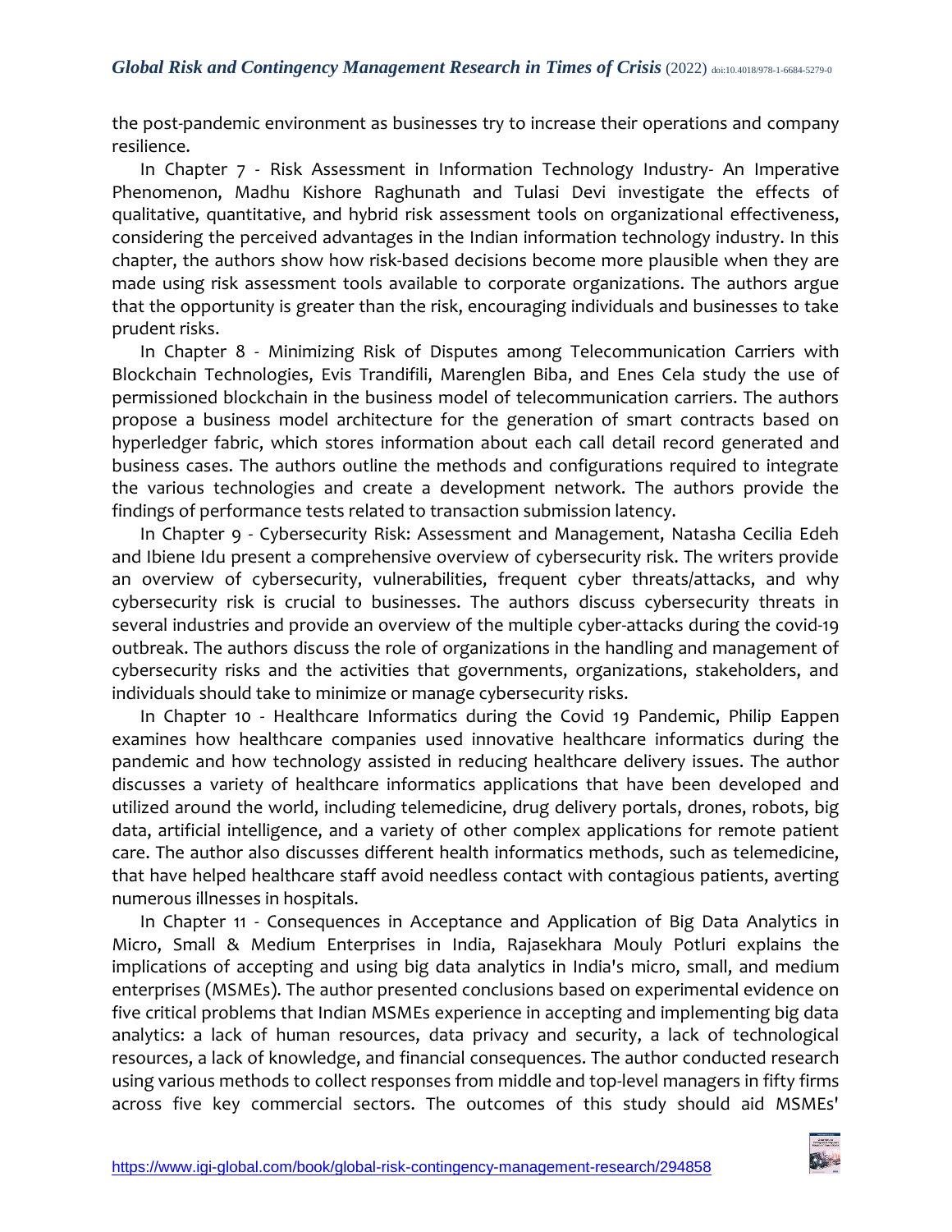the post-pandemic environment as businesses try to increase their operations and company resilience.

In Chapter 7 - Risk Assessment in Information Technology Industry- An Imperative Phenomenon, Madhu Kishore Raghunath and Tulasi Devi investigate the effects of qualitative, quantitative, and hybrid risk assessment tools on organizational effectiveness, considering the perceived advantages in the Indian information technology industry. In this chapter, the authors show how risk-based decisions become more plausible when they are made using risk assessment tools available to corporate organizations. The authors argue that the opportunity is greater than the risk, encouraging individuals and businesses to take prudent risks.

In Chapter 8 - Minimizing Risk of Disputes among Telecommunication Carriers with Blockchain Technologies, Evis Trandifili, Marenglen Biba, and Enes Cela study the use of permissioned blockchain in the business model of telecommunication carriers. The authors propose a business model architecture for the generation of smart contracts based on hyperledger fabric, which stores information about each call detail record generated and business cases. The authors outline the methods and configurations required to integrate the various technologies and create a development network. The authors provide the findings of performance tests related to transaction submission latency.

In Chapter 9 - Cybersecurity Risk: Assessment and Management, Natasha Cecilia Edeh and Ibiene Idu present a comprehensive overview of cybersecurity risk. The writers provide an overview of cybersecurity, vulnerabilities, frequent cyber threats/attacks, and why cybersecurity risk is crucial to businesses. The authors discuss cybersecurity threats in several industries and provide an overview of the multiple cyber-attacks during the covid-19 outbreak. The authors discuss the role of organizations in the handling and management of cybersecurity risks and the activities that governments, organizations, stakeholders, and individuals should take to minimize or manage cybersecurity risks.

In Chapter 10 - Healthcare Informatics during the Covid 19 Pandemic, Philip Eappen examines how healthcare companies used innovative healthcare informatics during the pandemic and how technology assisted in reducing healthcare delivery issues. The author discusses a variety of healthcare informatics applications that have been developed and utilized around the world, including telemedicine, drug delivery portals, drones, robots, big data, artificial intelligence, and a variety of other complex applications for remote patient care. The author also discusses different health informatics methods, such as telemedicine, that have helped healthcare staff avoid needless contact with contagious patients, averting numerous illnesses in hospitals.

In Chapter 11 - Consequences in Acceptance and Application of Big Data Analytics in Micro, Small & Medium Enterprises in India, Rajasekhara Mouly Potluri explains the implications of accepting and using big data analytics in India's micro, small, and medium enterprises (MSMEs). The author presented conclusions based on experimental evidence on five critical problems that Indian MSMEs experience in accepting and implementing big data analytics: a lack of human resources, data privacy and security, a lack of technological resources, a lack of knowledge, and financial consequences. The author conducted research using various methods to collect responses from middle and top-level managers in fifty firms across five key commercial sectors. The outcomes of this study should aid MSMEs'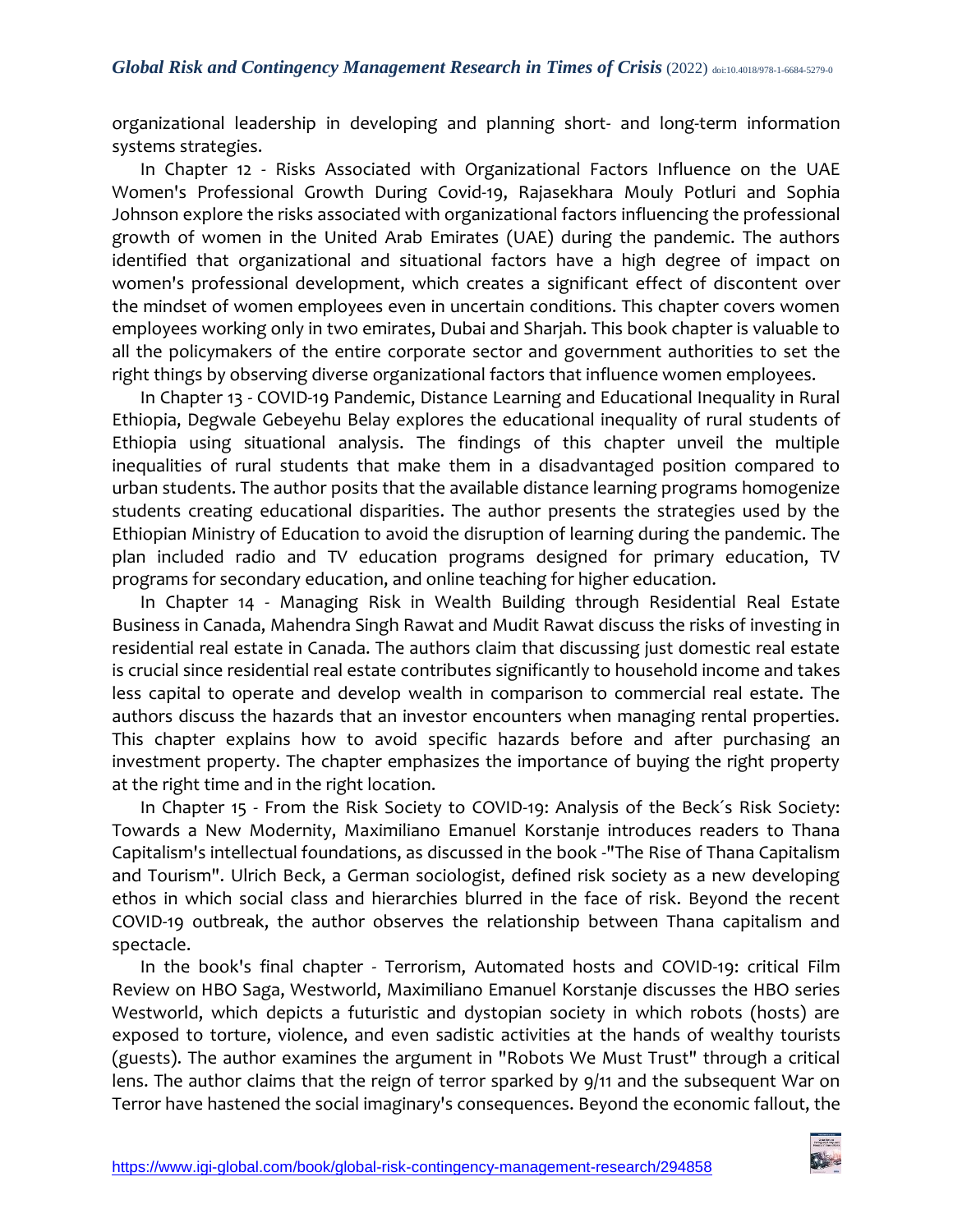organizational leadership in developing and planning short- and long-term information systems strategies.

In Chapter 12 - Risks Associated with Organizational Factors Influence on the UAE Women's Professional Growth During Covid-19, Rajasekhara Mouly Potluri and Sophia Johnson explore the risks associated with organizational factors influencing the professional growth of women in the United Arab Emirates (UAE) during the pandemic. The authors identified that organizational and situational factors have a high degree of impact on women's professional development, which creates a significant effect of discontent over the mindset of women employees even in uncertain conditions. This chapter covers women employees working only in two emirates, Dubai and Sharjah. This book chapter is valuable to all the policymakers of the entire corporate sector and government authorities to set the right things by observing diverse organizational factors that influence women employees.

In Chapter 13 - COVID-19 Pandemic, Distance Learning and Educational Inequality in Rural Ethiopia, Degwale Gebeyehu Belay explores the educational inequality of rural students of Ethiopia using situational analysis. The findings of this chapter unveil the multiple inequalities of rural students that make them in a disadvantaged position compared to urban students. The author posits that the available distance learning programs homogenize students creating educational disparities. The author presents the strategies used by the Ethiopian Ministry of Education to avoid the disruption of learning during the pandemic. The plan included radio and TV education programs designed for primary education, TV programs for secondary education, and online teaching for higher education.

In Chapter 14 - Managing Risk in Wealth Building through Residential Real Estate Business in Canada, Mahendra Singh Rawat and Mudit Rawat discuss the risks of investing in residential real estate in Canada. The authors claim that discussing just domestic real estate is crucial since residential real estate contributes significantly to household income and takes less capital to operate and develop wealth in comparison to commercial real estate. The authors discuss the hazards that an investor encounters when managing rental properties. This chapter explains how to avoid specific hazards before and after purchasing an investment property. The chapter emphasizes the importance of buying the right property at the right time and in the right location.

In Chapter 15 - From the Risk Society to COVID-19: Analysis of the Beck´s Risk Society: Towards a New Modernity, Maximiliano Emanuel Korstanje introduces readers to Thana Capitalism's intellectual foundations, as discussed in the book -"The Rise of Thana Capitalism and Tourism". Ulrich Beck, a German sociologist, defined risk society as a new developing ethos in which social class and hierarchies blurred in the face of risk. Beyond the recent COVID-19 outbreak, the author observes the relationship between Thana capitalism and spectacle.

In the book's final chapter - Terrorism, Automated hosts and COVID-19: critical Film Review on HBO Saga, Westworld, Maximiliano Emanuel Korstanje discusses the HBO series Westworld, which depicts a futuristic and dystopian society in which robots (hosts) are exposed to torture, violence, and even sadistic activities at the hands of wealthy tourists (guests). The author examines the argument in "Robots We Must Trust" through a critical lens. The author claims that the reign of terror sparked by 9/11 and the subsequent War on Terror have hastened the social imaginary's consequences. Beyond the economic fallout, the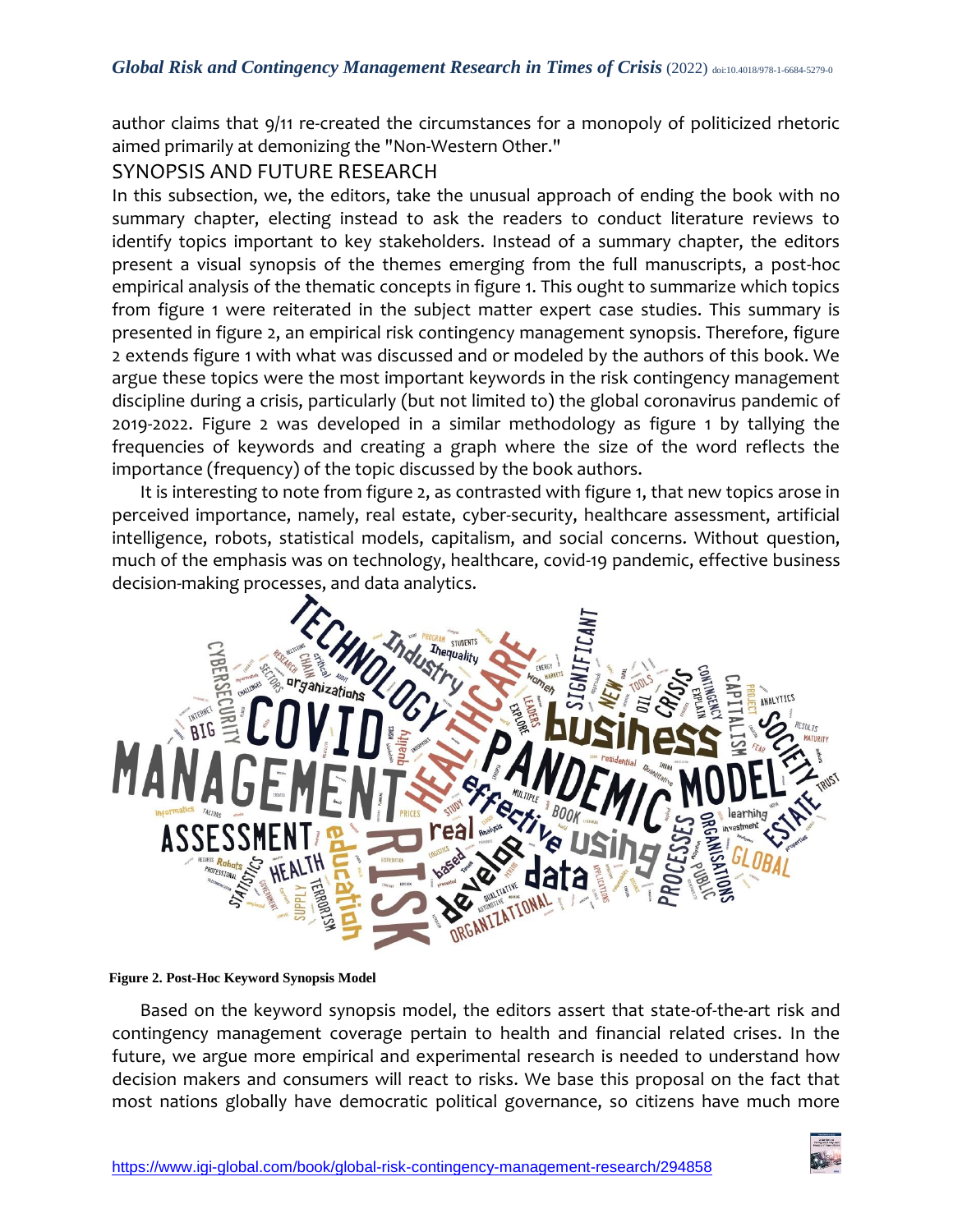author claims that 9/11 re-created the circumstances for a monopoly of politicized rhetoric aimed primarily at demonizing the "Non-Western Other."

## SYNOPSIS AND FUTURE RESEARCH

In this subsection, we, the editors, take the unusual approach of ending the book with no summary chapter, electing instead to ask the readers to conduct literature reviews to identify topics important to key stakeholders. Instead of a summary chapter, the editors present a visual synopsis of the themes emerging from the full manuscripts, a post-hoc empirical analysis of the thematic concepts in figure 1. This ought to summarize which topics from figure 1 were reiterated in the subject matter expert case studies. This summary is presented in figure 2, an empirical risk contingency management synopsis. Therefore, figure 2 extends figure 1 with what was discussed and or modeled by the authors of this book. We argue these topics were the most important keywords in the risk contingency management discipline during a crisis, particularly (but not limited to) the global coronavirus pandemic of 2019-2022. Figure 2 was developed in a similar methodology as figure 1 by tallying the frequencies of keywords and creating a graph where the size of the word reflects the importance (frequency) of the topic discussed by the book authors.

It is interesting to note from figure 2, as contrasted with figure 1, that new topics arose in perceived importance, namely, real estate, cyber-security, healthcare assessment, artificial intelligence, robots, statistical models, capitalism, and social concerns. Without question, much of the emphasis was on technology, healthcare, covid-19 pandemic, effective business decision-making processes, and data analytics.

**Figure 2. Post-Hoc Keyword Synopsis Model**

Based on the keyword synopsis model, the editors assert that state-of-the-art risk and contingency management coverage pertain to health and financial related crises. In the future, we argue more empirical and experimental research is needed to understand how decision makers and consumers will react to risks. We base this proposal on the fact that most nations globally have democratic political governance, so citizens have much more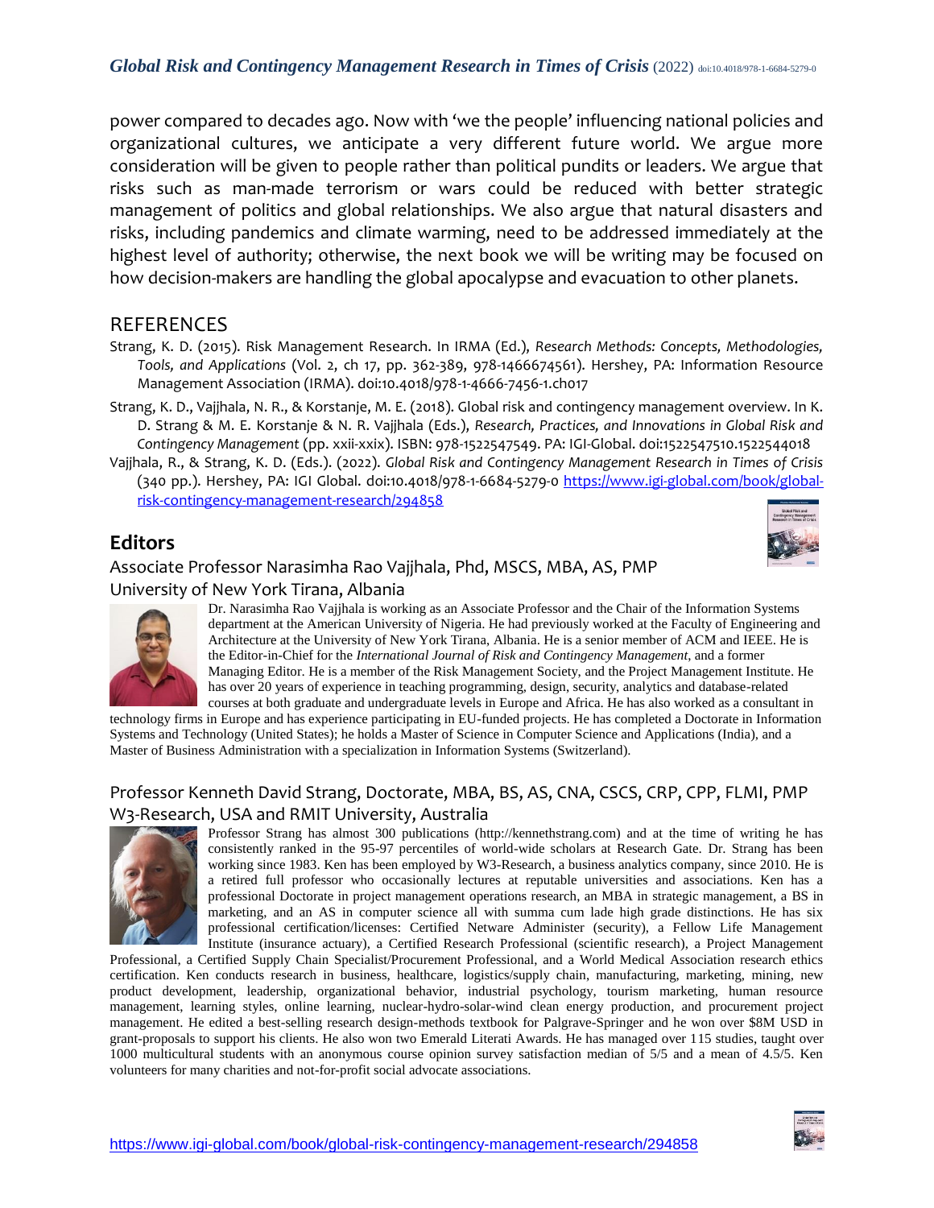power compared to decades ago. Now with 'we the people' influencing national policies and organizational cultures, we anticipate a very different future world. We argue more consideration will be given to people rather than political pundits or leaders. We argue that risks such as man-made terrorism or wars could be reduced with better strategic management of politics and global relationships. We also argue that natural disasters and risks, including pandemics and climate warming, need to be addressed immediately at the highest level of authority; otherwise, the next book we will be writing may be focused on how decision-makers are handling the global apocalypse and evacuation to other planets.

## REFERENCES

Strang, K. D. (2015). Risk Management Research. In IRMA (Ed.), *Research Methods: Concepts, Methodologies, Tools, and Applications* (Vol. 2, ch 17, pp. 362-389, 978-1466674561). Hershey, PA: Information Resource Management Association (IRMA). doi:10.4018/978-1-4666-7456-1.ch017

Strang, K. D., Vajjhala, N. R., & Korstanje, M. E. (2018). Global risk and contingency management overview. In K. D. Strang & M. E. Korstanje & N. R. Vajjhala (Eds.), *Research, Practices, and Innovations in Global Risk and Contingency Management* (pp. xxii-xxix). ISBN: 978-1522547549. PA: IGI-Global. doi:1522547510.1522544018

Vajjhala, R., & Strang, K. D. (Eds.). (2022). *Global Risk and Contingency Management Research in Times of Crisis* (340 pp.). Hershey, PA: IGI Global. doi:10.4018/978-1-6684-5279-0 https://www.igi-global.com/book/global-risk-contingency-management-research/294858

## Editors

### Associate Professor Narasimha Rao Vajjhala, Phd, MSCS, MBA, AS, PMP
### University of New York Tirana, Albania

Dr. Narasimha Rao Vajjhala is working as an Associate Professor and the Chair of the Information Systems department at the American University of Nigeria. He had previously worked at the Faculty of Engineering and Architecture at the University of New York Tirana, Albania. He is a senior member of ACM and IEEE. He is the Editor-in-Chief for the *International Journal of Risk and Contingency Management*, and a former Managing Editor. He is a member of the Risk Management Society, and the Project Management Institute. He has over 20 years of experience in teaching programming, design, security, analytics and database-related courses at both graduate and undergraduate levels in Europe and Africa. He has also worked as a consultant in technology firms in Europe and has experience participating in EU-funded projects. He has completed a Doctorate in Information Systems and Technology (United States); he holds a Master of Science in Computer Science and Applications (India), and a Master of Business Administration with a specialization in Information Systems (Switzerland).

### Professor Kenneth David Strang, Doctorate, MBA, BS, AS, CNA, CSCS, CRP, CPP, FLMI, PMP
### W3-Research, USA and RMIT University, Australia

Professor Strang has almost 300 publications (http://kennethstrang.com) and at the time of writing he has consistently ranked in the 95-97 percentiles of world-wide scholars at Research Gate. Dr. Strang has been working since 1983. Ken has been employed by W3-Research, a business analytics company, since 2010. He is a retired full professor who occasionally lectures at reputable universities and associations. Ken has a professional Doctorate in project management operations research, an MBA in strategic management, a BS in marketing, and an AS in computer science all with summa cum lade high grade distinctions. He has six professional certification/licenses: Certified Netware Administer (security), a Fellow Life Management Institute (insurance actuary), a Certified Research Professional (scientific research), a Project Management Professional, a Certified Supply Chain Specialist/Procurement Professional, and a World Medical Association research ethics certification. Ken conducts research in business, healthcare, logistics/supply chain, manufacturing, marketing, mining, new product development, leadership, organizational behavior, industrial psychology, tourism marketing, human resource management, learning styles, online learning, nuclear-hydro-solar-wind clean energy production, and procurement project management. He edited a best-selling research design-methods textbook for Palgrave-Springer and he won over $8M USD in grant-proposals to support his clients. He also won two Emerald Literati Awards. He has managed over 115 studies, taught over 1000 multicultural students with an anonymous course opinion survey satisfaction median of 5/5 and a mean of 4.5/5. Ken volunteers for many charities and not-for-profit social advocate associations.